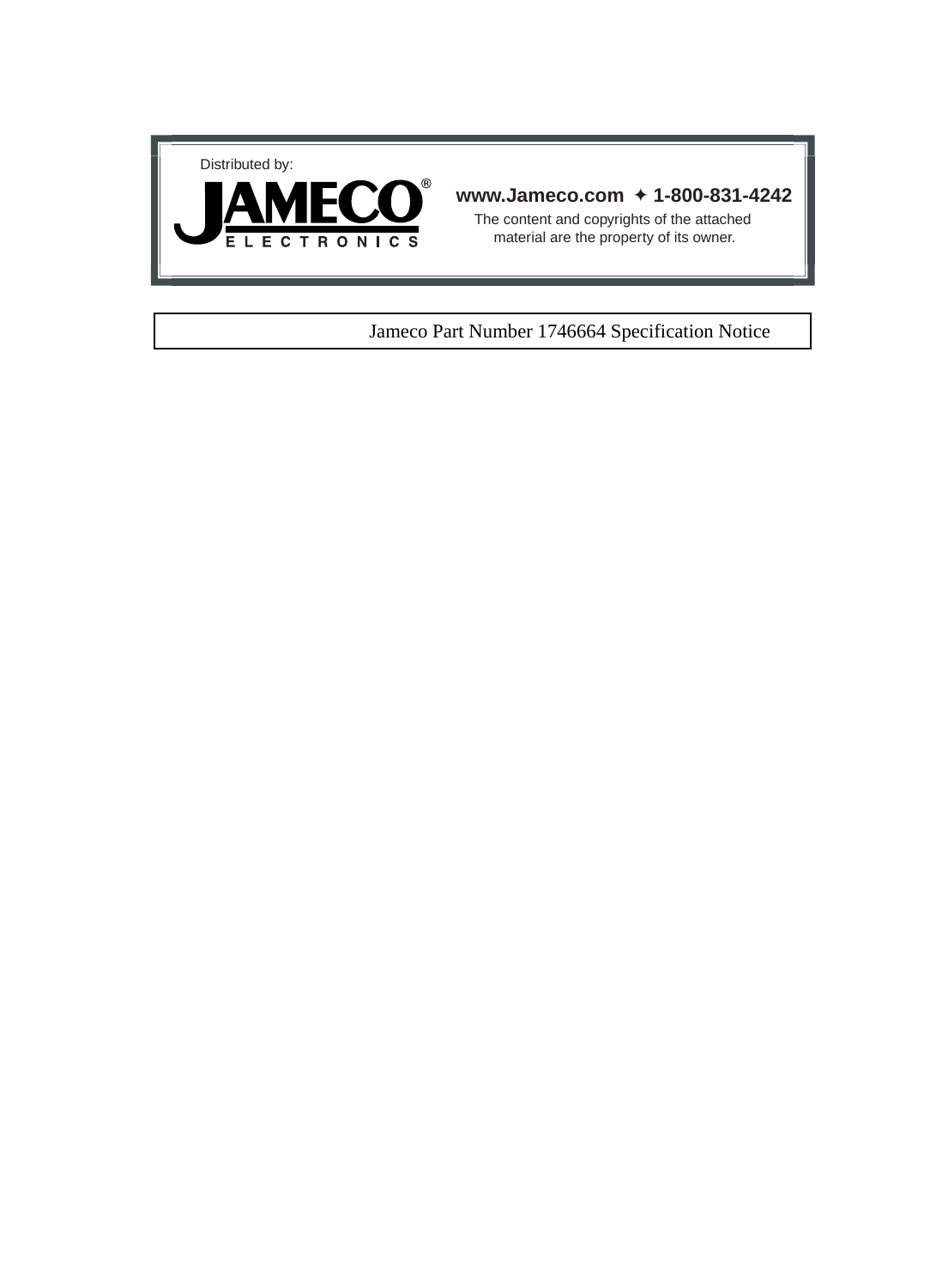Distributed by:

JAMECO® ELECTRONICS

**www.Jameco.com ✦ 1-800-831-4242**

The content and copyrights of the attached material are the property of its owner.

Jameco Part Number 1746664 Specification Notice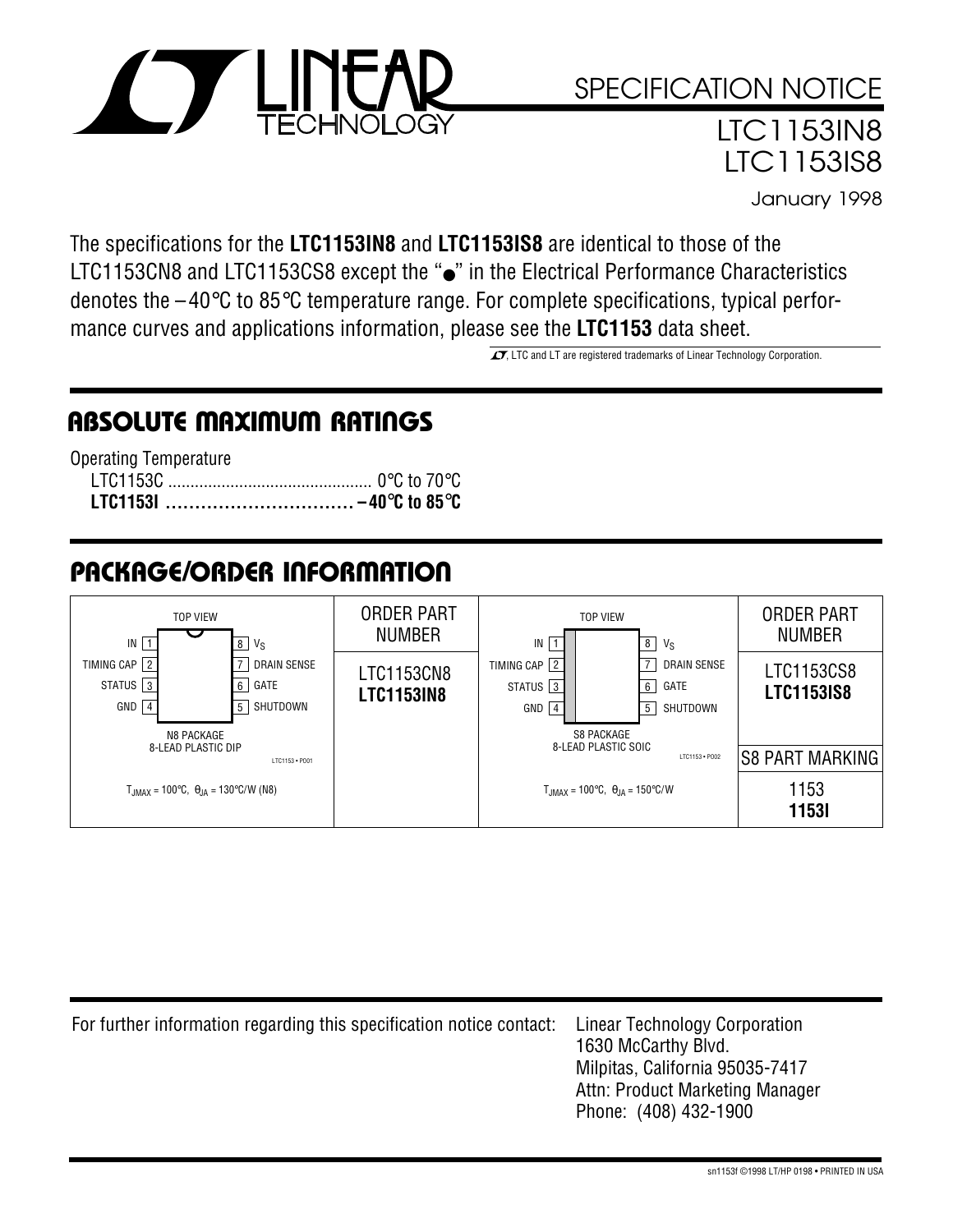SPECIFICATION NOTICE

# LTC1153IN8
# LTC1153IS8

January 1998

The specifications for the **LTC1153IN8** and **LTC1153IS8** are identical to those of the LTC1153CN8 and LTC1153CS8 except the "●" in the Electrical Performance Characteristics denotes the –40°C to 85°C temperature range. For complete specifications, typical performance curves and applications information, please see the **LTC1153** data sheet.

LT, LTC and LT are registered trademarks of Linear Technology Corporation.

## ABSOLUTE MAXIMUM RATINGS

Operating Temperature
LTC1153C ............................................. 0°C to 70°C
**LTC1153I ................................ –40°C to 85°C**

## PACKAGE/ORDER INFORMATION

| | | | | |
|---|---|---|---|---|
| TOP VIEW<br>IN 1 / 8 $V_S$<br>TIMING CAP 2 / 7 DRAIN SENSE<br>STATUS 3 / 6 GATE<br>GND 4 / 5 SHUTDOWN<br>N8 PACKAGE<br>8-LEAD PLASTIC DIP<br>LTC1153 • PO01 | ORDER PART NUMBER | TOP VIEW<br>IN 1 / 8 $V_S$<br>TIMING CAP 2 / 7 DRAIN SENSE<br>STATUS 3 / 6 GATE<br>GND 4 / 5 SHUTDOWN<br>S8 PACKAGE<br>8-LEAD PLASTIC SOIC<br>LTC1153 • PO02 | ORDER PART NUMBER | |
| | LTC1153CN8<br>**LTC1153IN8** | | LTC1153CS8<br>**LTC1153IS8** | |
| | | | S8 PART MARKING | |
| $T_{JMAX}$ = 100°C, $\theta_{JA}$ = 130°C/W (N8) | | $T_{JMAX}$ = 100°C, $\theta_{JA}$ = 150°C/W | 1153<br>**1153I** | |

For further information regarding this specification notice contact:

Linear Technology Corporation
1630 McCarthy Blvd.
Milpitas, California 95035-7417
Attn: Product Marketing Manager
Phone: (408) 432-1900

sn1153f ©1998 LT/HP 0198 • PRINTED IN USA